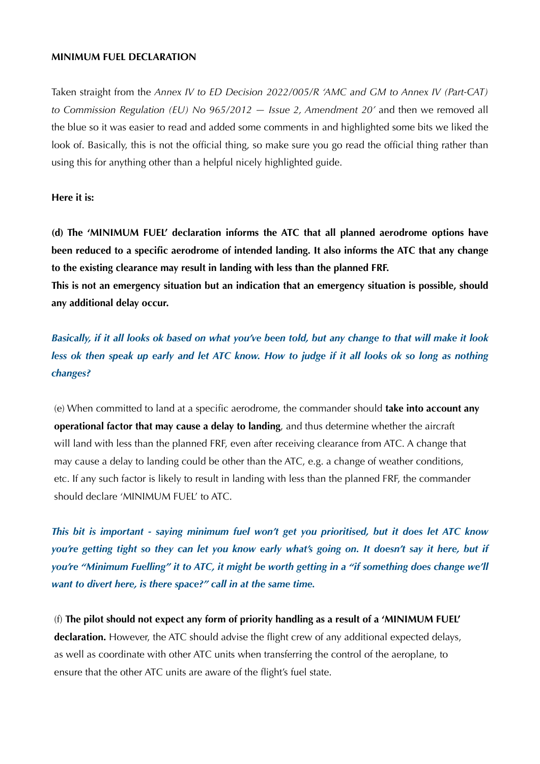**MINIMUM FUEL DECLARATION**

Taken straight from the *Annex IV to ED Decision 2022/005/R 'AMC and GM to Annex IV (Part-CAT) to Commission Regulation (EU) No 965/2012 — Issue 2, Amendment 20'* and then we removed all the blue so it was easier to read and added some comments in and highlighted some bits we liked the look of. Basically, this is not the official thing, so make sure you go read the official thing rather than using this for anything other than a helpful nicely highlighted guide.

**Here it is:**

**(d) The 'MINIMUM FUEL' declaration informs the ATC that all planned aerodrome options have been reduced to a specific aerodrome of intended landing. It also informs the ATC that any change to the existing clearance may result in landing with less than the planned FRF.**
**This is not an emergency situation but an indication that an emergency situation is possible, should any additional delay occur.**

***Basically, if it all looks ok based on what you've been told, but any change to that will make it look less ok then speak up early and let ATC know. How to judge if it all looks ok so long as nothing changes?***

(e) When committed to land at a specific aerodrome, the commander should **take into account any operational factor that may cause a delay to landing**, and thus determine whether the aircraft will land with less than the planned FRF, even after receiving clearance from ATC. A change that may cause a delay to landing could be other than the ATC, e.g. a change of weather conditions, etc. If any such factor is likely to result in landing with less than the planned FRF, the commander should declare 'MINIMUM FUEL' to ATC.

***This bit is important - saying minimum fuel won't get you prioritised, but it does let ATC know you're getting tight so they can let you know early what's going on. It doesn't say it here, but if you're "Minimum Fuelling" it to ATC, it might be worth getting in a "if something does change we'll want to divert here, is there space?" call in at the same time.***

(f) **The pilot should not expect any form of priority handling as a result of a 'MINIMUM FUEL' declaration.** However, the ATC should advise the flight crew of any additional expected delays, as well as coordinate with other ATC units when transferring the control of the aeroplane, to ensure that the other ATC units are aware of the flight's fuel state.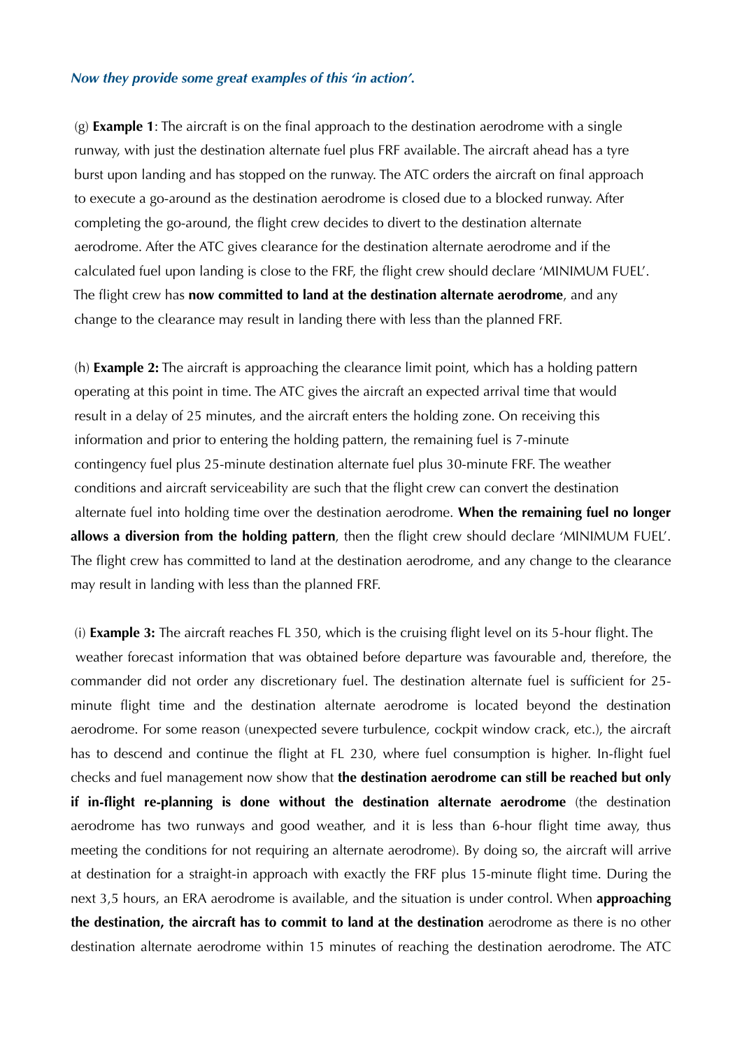***Now they provide some great examples of this 'in action'.***

(g) **Example 1**: The aircraft is on the final approach to the destination aerodrome with a single runway, with just the destination alternate fuel plus FRF available. The aircraft ahead has a tyre burst upon landing and has stopped on the runway. The ATC orders the aircraft on final approach to execute a go-around as the destination aerodrome is closed due to a blocked runway. After completing the go-around, the flight crew decides to divert to the destination alternate aerodrome. After the ATC gives clearance for the destination alternate aerodrome and if the calculated fuel upon landing is close to the FRF, the flight crew should declare 'MINIMUM FUEL'. The flight crew has **now committed to land at the destination alternate aerodrome**, and any change to the clearance may result in landing there with less than the planned FRF.

(h) **Example 2:** The aircraft is approaching the clearance limit point, which has a holding pattern operating at this point in time. The ATC gives the aircraft an expected arrival time that would result in a delay of 25 minutes, and the aircraft enters the holding zone. On receiving this information and prior to entering the holding pattern, the remaining fuel is 7-minute contingency fuel plus 25-minute destination alternate fuel plus 30-minute FRF. The weather conditions and aircraft serviceability are such that the flight crew can convert the destination alternate fuel into holding time over the destination aerodrome. **When the remaining fuel no longer allows a diversion from the holding pattern**, then the flight crew should declare 'MINIMUM FUEL'. The flight crew has committed to land at the destination aerodrome, and any change to the clearance may result in landing with less than the planned FRF.

(i) **Example 3:** The aircraft reaches FL 350, which is the cruising flight level on its 5-hour flight. The weather forecast information that was obtained before departure was favourable and, therefore, the commander did not order any discretionary fuel. The destination alternate fuel is sufficient for 25-minute flight time and the destination alternate aerodrome is located beyond the destination aerodrome. For some reason (unexpected severe turbulence, cockpit window crack, etc.), the aircraft has to descend and continue the flight at FL 230, where fuel consumption is higher. In-flight fuel checks and fuel management now show that **the destination aerodrome can still be reached but only if in-flight re-planning is done without the destination alternate aerodrome** (the destination aerodrome has two runways and good weather, and it is less than 6-hour flight time away, thus meeting the conditions for not requiring an alternate aerodrome). By doing so, the aircraft will arrive at destination for a straight-in approach with exactly the FRF plus 15-minute flight time. During the next 3,5 hours, an ERA aerodrome is available, and the situation is under control. When **approaching the destination, the aircraft has to commit to land at the destination** aerodrome as there is no other destination alternate aerodrome within 15 minutes of reaching the destination aerodrome. The ATC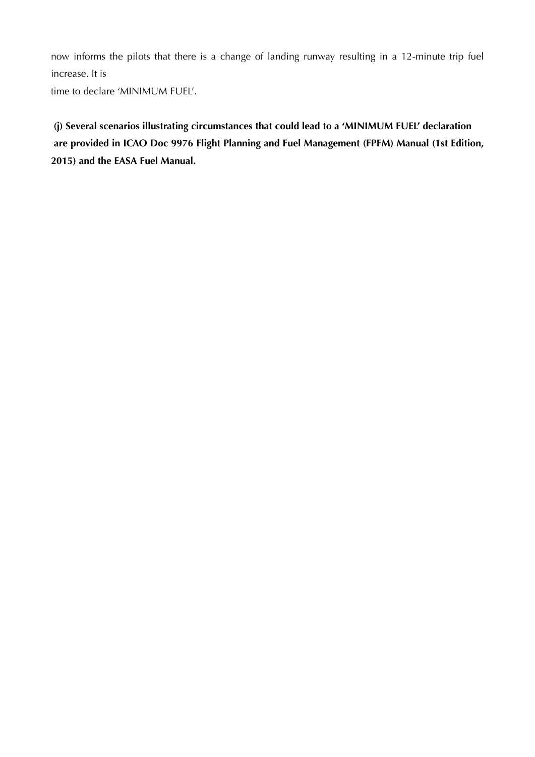now informs the pilots that there is a change of landing runway resulting in a 12-minute trip fuel increase. It is time to declare 'MINIMUM FUEL'.

**(j) Several scenarios illustrating circumstances that could lead to a 'MINIMUM FUEL' declaration are provided in ICAO Doc 9976 Flight Planning and Fuel Management (FPFM) Manual (1st Edition, 2015) and the EASA Fuel Manual.**